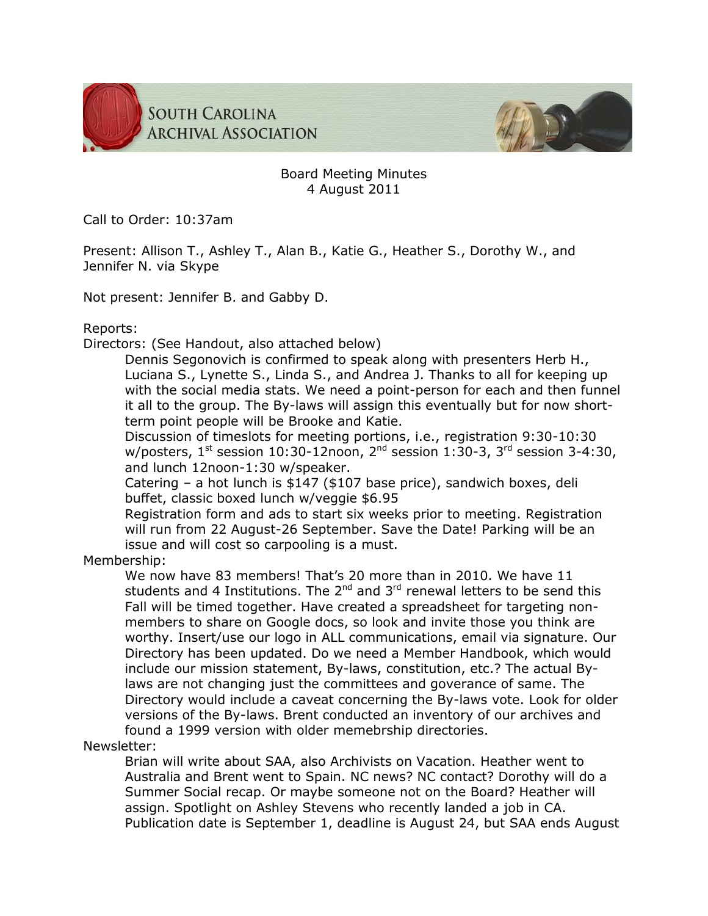South Carolina Archival Association

# Board Meeting Minutes
## 4 August 2011

Call to Order: 10:37am

Present: Allison T., Ashley T., Alan B., Katie G., Heather S., Dorothy W., and Jennifer N. via Skype

Not present: Jennifer B. and Gabby D.

Reports:

Directors: (See Handout, also attached below)

Dennis Segonovich is confirmed to speak along with presenters Herb H., Luciana S., Lynette S., Linda S., and Andrea J. Thanks to all for keeping up with the social media stats. We need a point-person for each and then funnel it all to the group. The By-laws will assign this eventually but for now short-term point people will be Brooke and Katie.

Discussion of timeslots for meeting portions, i.e., registration 9:30-10:30 w/posters, 1st session 10:30-12noon, 2nd session 1:30-3, 3rd session 3-4:30, and lunch 12noon-1:30 w/speaker.

Catering – a hot lunch is $147 ($107 base price), sandwich boxes, deli buffet, classic boxed lunch w/veggie $6.95

Registration form and ads to start six weeks prior to meeting. Registration will run from 22 August-26 September. Save the Date! Parking will be an issue and will cost so carpooling is a must.

Membership:

We now have 83 members! That's 20 more than in 2010. We have 11 students and 4 Institutions. The 2nd and 3rd renewal letters to be send this Fall will be timed together. Have created a spreadsheet for targeting non-members to share on Google docs, so look and invite those you think are worthy. Insert/use our logo in ALL communications, email via signature. Our Directory has been updated. Do we need a Member Handbook, which would include our mission statement, By-laws, constitution, etc.? The actual By-laws are not changing just the committees and goverance of same. The Directory would include a caveat concerning the By-laws vote. Look for older versions of the By-laws. Brent conducted an inventory of our archives and found a 1999 version with older memebrship directories.

Newsletter:

Brian will write about SAA, also Archivists on Vacation. Heather went to Australia and Brent went to Spain. NC news? NC contact? Dorothy will do a Summer Social recap. Or maybe someone not on the Board? Heather will assign. Spotlight on Ashley Stevens who recently landed a job in CA. Publication date is September 1, deadline is August 24, but SAA ends August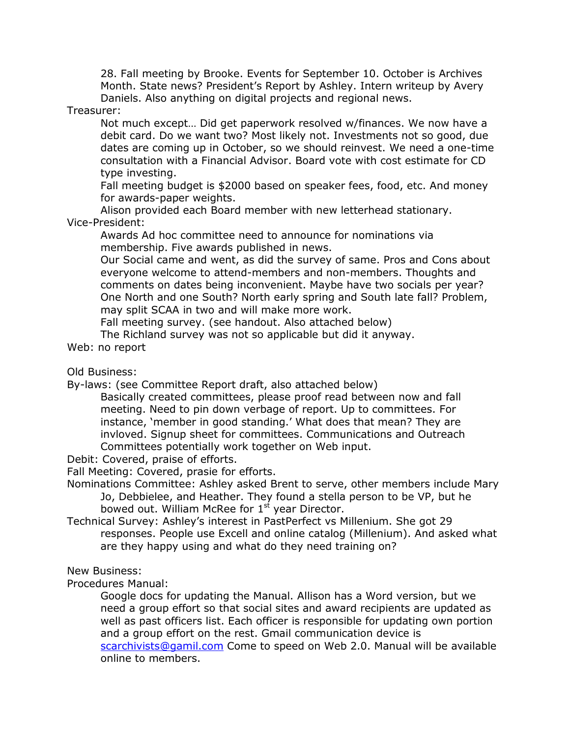28. Fall meeting by Brooke. Events for September 10. October is Archives Month. State news? President's Report by Ashley. Intern writeup by Avery Daniels. Also anything on digital projects and regional news.

Treasurer:

Not much except… Did get paperwork resolved w/finances. We now have a debit card. Do we want two? Most likely not. Investments not so good, due dates are coming up in October, so we should reinvest. We need a one-time consultation with a Financial Advisor. Board vote with cost estimate for CD type investing.

Fall meeting budget is $2000 based on speaker fees, food, etc. And money for awards-paper weights.

Alison provided each Board member with new letterhead stationary.

Vice-President:

Awards Ad hoc committee need to announce for nominations via membership. Five awards published in news.

Our Social came and went, as did the survey of same. Pros and Cons about everyone welcome to attend-members and non-members. Thoughts and comments on dates being inconvenient. Maybe have two socials per year? One North and one South? North early spring and South late fall? Problem, may split SCAA in two and will make more work.

Fall meeting survey. (see handout. Also attached below)

The Richland survey was not so applicable but did it anyway.

Web: no report

Old Business:

By-laws: (see Committee Report draft, also attached below)

Basically created committees, please proof read between now and fall meeting. Need to pin down verbage of report. Up to committees. For instance, 'member in good standing.' What does that mean? They are invloved. Signup sheet for committees. Communications and Outreach Committees potentially work together on Web input.

Debit: Covered, praise of efforts.

Fall Meeting: Covered, prasie for efforts.

Nominations Committee: Ashley asked Brent to serve, other members include Mary Jo, Debbielee, and Heather. They found a stella person to be VP, but he bowed out. William McRee for 1st year Director.

Technical Survey: Ashley's interest in PastPerfect vs Millenium. She got 29 responses. People use Excell and online catalog (Millenium). And asked what are they happy using and what do they need training on?

New Business:

Procedures Manual:

Google docs for updating the Manual. Allison has a Word version, but we need a group effort so that social sites and award recipients are updated as well as past officers list. Each officer is responsible for updating own portion and a group effort on the rest. Gmail communication device is scarchivists@gamil.com Come to speed on Web 2.0. Manual will be available online to members.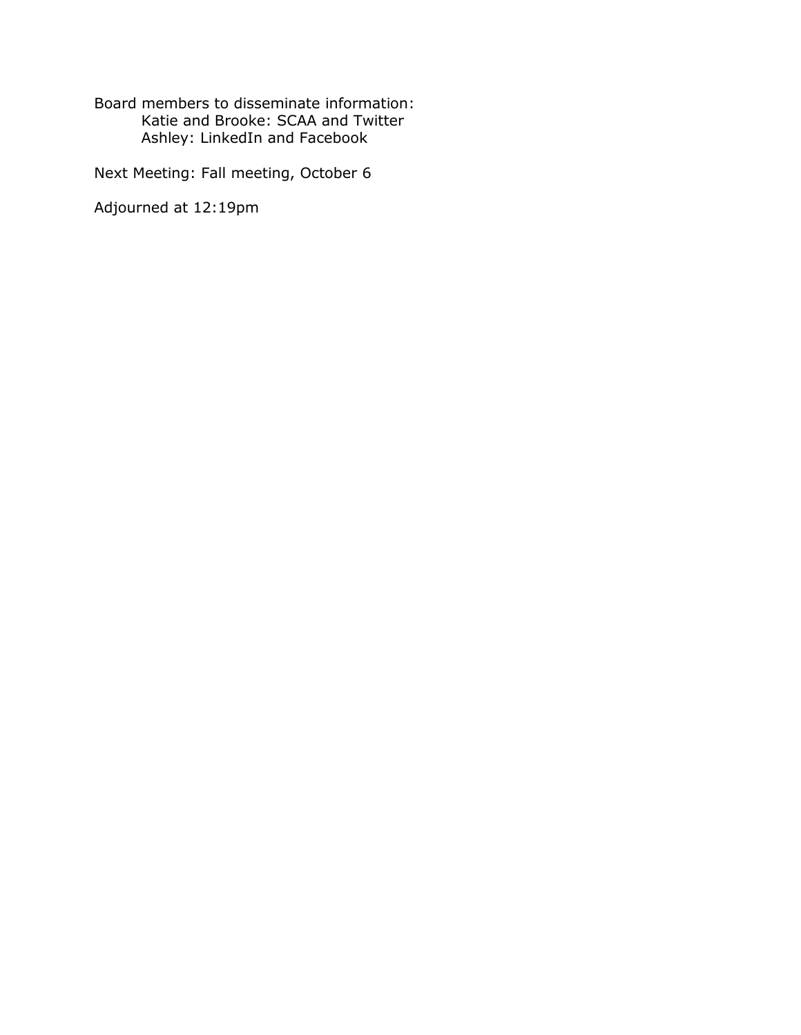Board members to disseminate information:

- Katie and Brooke: SCAA and Twitter
- Ashley: LinkedIn and Facebook

Next Meeting: Fall meeting, October 6

Adjourned at 12:19pm